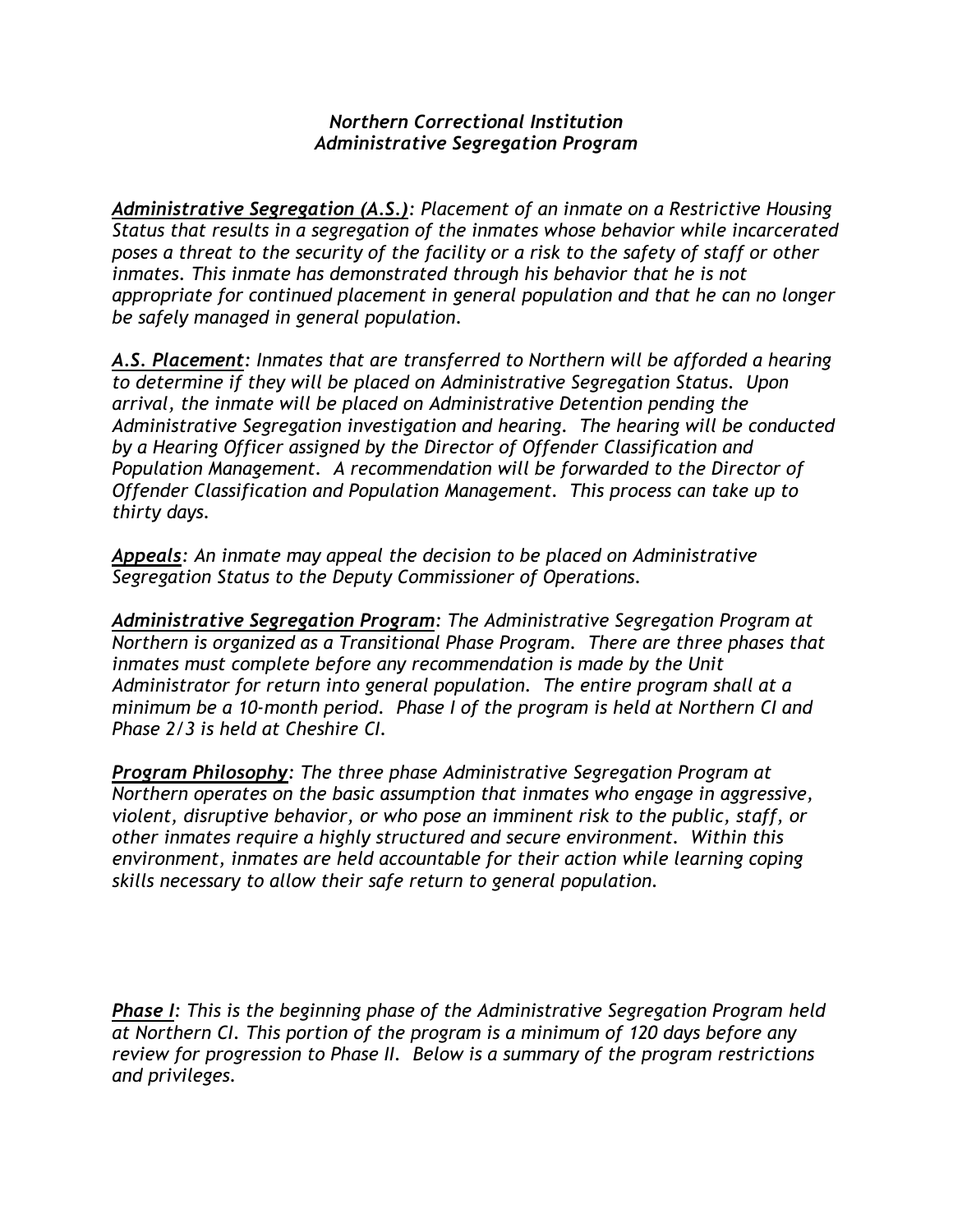# *Northern Correctional Institution*
## *Administrative Segregation Program*

***Administrative Segregation (A.S.)****: Placement of an inmate on a Restrictive Housing Status that results in a segregation of the inmates whose behavior while incarcerated poses a threat to the security of the facility or a risk to the safety of staff or other inmates. This inmate has demonstrated through his behavior that he is not appropriate for continued placement in general population and that he can no longer be safely managed in general population.*

***A.S. Placement****: Inmates that are transferred to Northern will be afforded a hearing to determine if they will be placed on Administrative Segregation Status. Upon arrival, the inmate will be placed on Administrative Detention pending the Administrative Segregation investigation and hearing. The hearing will be conducted by a Hearing Officer assigned by the Director of Offender Classification and Population Management. A recommendation will be forwarded to the Director of Offender Classification and Population Management. This process can take up to thirty days.*

***Appeals****: An inmate may appeal the decision to be placed on Administrative Segregation Status to the Deputy Commissioner of Operations.*

***Administrative Segregation Program****: The Administrative Segregation Program at Northern is organized as a Transitional Phase Program. There are three phases that inmates must complete before any recommendation is made by the Unit Administrator for return into general population. The entire program shall at a minimum be a 10-month period. Phase I of the program is held at Northern CI and Phase 2/3 is held at Cheshire CI.*

***Program Philosophy****: The three phase Administrative Segregation Program at Northern operates on the basic assumption that inmates who engage in aggressive, violent, disruptive behavior, or who pose an imminent risk to the public, staff, or other inmates require a highly structured and secure environment. Within this environment, inmates are held accountable for their action while learning coping skills necessary to allow their safe return to general population.*

***Phase I****: This is the beginning phase of the Administrative Segregation Program held at Northern CI. This portion of the program is a minimum of 120 days before any review for progression to Phase II. Below is a summary of the program restrictions and privileges.*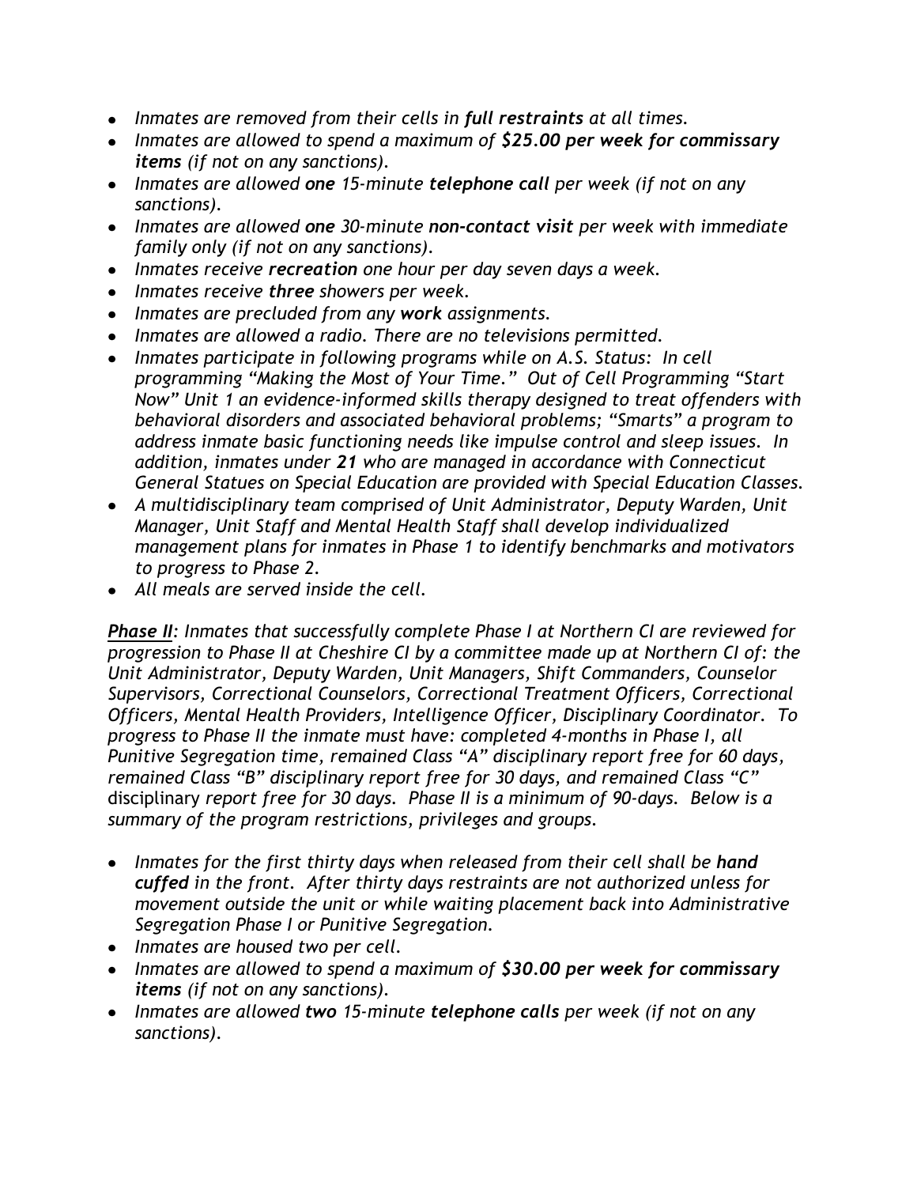- *Inmates are removed from their cells in **full restraints** at all times.*
- *Inmates are allowed to spend a maximum of **$25.00 per week for commissary items** (if not on any sanctions).*
- *Inmates are allowed **one** 15-minute **telephone call** per week (if not on any sanctions).*
- *Inmates are allowed **one** 30-minute **non-contact visit** per week with immediate family only (if not on any sanctions).*
- *Inmates receive **recreation** one hour per day seven days a week.*
- *Inmates receive **three** showers per week.*
- *Inmates are precluded from any **work** assignments.*
- *Inmates are allowed a radio. There are no televisions permitted.*
- *Inmates participate in following programs while on A.S. Status: In cell programming "Making the Most of Your Time." Out of Cell Programming "Start Now" Unit 1 an evidence-informed skills therapy designed to treat offenders with behavioral disorders and associated behavioral problems; "Smarts" a program to address inmate basic functioning needs like impulse control and sleep issues. In addition, inmates under **21** who are managed in accordance with Connecticut General Statues on Special Education are provided with Special Education Classes.*
- *A multidisciplinary team comprised of Unit Administrator, Deputy Warden, Unit Manager, Unit Staff and Mental Health Staff shall develop individualized management plans for inmates in Phase 1 to identify benchmarks and motivators to progress to Phase 2.*
- *All meals are served inside the cell.*

***Phase II**: Inmates that successfully complete Phase I at Northern CI are reviewed for progression to Phase II at Cheshire CI by a committee made up at Northern CI of: the Unit Administrator, Deputy Warden, Unit Managers, Shift Commanders, Counselor Supervisors, Correctional Counselors, Correctional Treatment Officers, Correctional Officers, Mental Health Providers, Intelligence Officer, Disciplinary Coordinator. To progress to Phase II the inmate must have: completed 4-months in Phase I, all Punitive Segregation time, remained Class "A" disciplinary report free for 60 days, remained Class "B" disciplinary report free for 30 days, and remained Class "C"* disciplinary *report free for 30 days. Phase II is a minimum of 90-days. Below is a summary of the program restrictions, privileges and groups.*

- *Inmates for the first thirty days when released from their cell shall be **hand cuffed** in the front. After thirty days restraints are not authorized unless for movement outside the unit or while waiting placement back into Administrative Segregation Phase I or Punitive Segregation.*
- *Inmates are housed two per cell.*
- *Inmates are allowed to spend a maximum of **$30.00 per week for commissary items** (if not on any sanctions).*
- *Inmates are allowed **two** 15-minute **telephone calls** per week (if not on any sanctions).*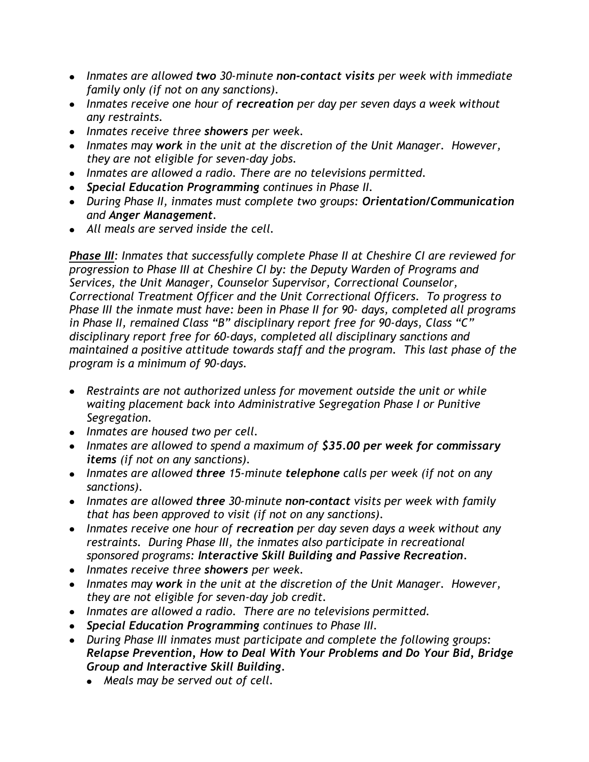- *Inmates are allowed **two** 30-minute **non-contact visits** per week with immediate family only (if not on any sanctions).*
- *Inmates receive one hour of **recreation** per day per seven days a week without any restraints.*
- *Inmates receive three **showers** per week.*
- *Inmates may **work** in the unit at the discretion of the Unit Manager. However, they are not eligible for seven-day jobs.*
- *Inmates are allowed a radio. There are no televisions permitted.*
- ***Special Education Programming** continues in Phase II.*
- *During Phase II, inmates must complete two groups: **Orientation/Communication** and **Anger Management**.*
- *All meals are served inside the cell.*

***<u>Phase III</u>**: Inmates that successfully complete Phase II at Cheshire CI are reviewed for progression to Phase III at Cheshire CI by: the Deputy Warden of Programs and Services, the Unit Manager, Counselor Supervisor, Correctional Counselor, Correctional Treatment Officer and the Unit Correctional Officers. To progress to Phase III the inmate must have: been in Phase II for 90- days, completed all programs in Phase II, remained Class "B" disciplinary report free for 90-days, Class "C" disciplinary report free for 60-days, completed all disciplinary sanctions and maintained a positive attitude towards staff and the program. This last phase of the program is a minimum of 90-days.*

- *Restraints are not authorized unless for movement outside the unit or while waiting placement back into Administrative Segregation Phase I or Punitive Segregation.*
- *Inmates are housed two per cell.*
- *Inmates are allowed to spend a maximum of **$35.00 per week for commissary items** (if not on any sanctions).*
- *Inmates are allowed **three** 15-minute **telephone** calls per week (if not on any sanctions).*
- *Inmates are allowed **three** 30-minute **non-contact** visits per week with family that has been approved to visit (if not on any sanctions).*
- *Inmates receive one hour of **recreation** per day seven days a week without any restraints. During Phase III, the inmates also participate in recreational sponsored programs: **Interactive Skill Building and Passive Recreation**.*
- *Inmates receive three **showers** per week.*
- *Inmates may **work** in the unit at the discretion of the Unit Manager. However, they are not eligible for seven-day job credit.*
- *Inmates are allowed a radio. There are no televisions permitted.*
- ***Special Education Programming** continues to Phase III.*
- *During Phase III inmates must participate and complete the following groups: **Relapse Prevention, How to Deal With Your Problems and Do Your Bid, Bridge Group and Interactive Skill Building**.*
  - *Meals may be served out of cell.*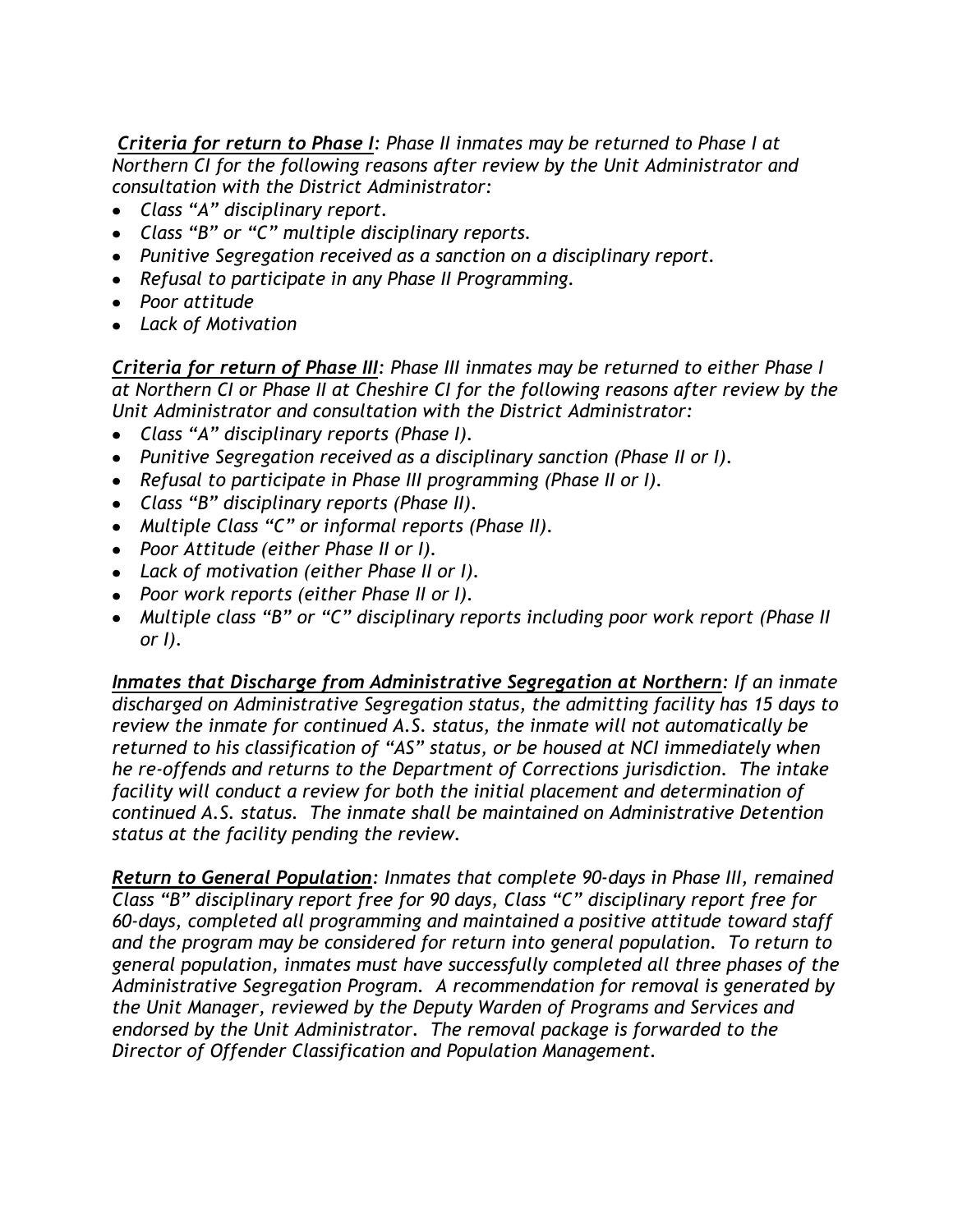***Criteria for return to Phase I***: *Phase II inmates may be returned to Phase I at Northern CI for the following reasons after review by the Unit Administrator and consultation with the District Administrator:*

- *Class "A" disciplinary report.*
- *Class "B" or "C" multiple disciplinary reports.*
- *Punitive Segregation received as a sanction on a disciplinary report.*
- *Refusal to participate in any Phase II Programming.*
- *Poor attitude*
- *Lack of Motivation*

***Criteria for return of Phase III***: *Phase III inmates may be returned to either Phase I at Northern CI or Phase II at Cheshire CI for the following reasons after review by the Unit Administrator and consultation with the District Administrator:*

- *Class "A" disciplinary reports (Phase I).*
- *Punitive Segregation received as a disciplinary sanction (Phase II or I).*
- *Refusal to participate in Phase III programming (Phase II or I).*
- *Class "B" disciplinary reports (Phase II).*
- *Multiple Class "C" or informal reports (Phase II).*
- *Poor Attitude (either Phase II or I).*
- *Lack of motivation (either Phase II or I).*
- *Poor work reports (either Phase II or I).*
- *Multiple class "B" or "C" disciplinary reports including poor work report (Phase II or I).*

***Inmates that Discharge from Administrative Segregation at Northern***: *If an inmate discharged on Administrative Segregation status, the admitting facility has 15 days to review the inmate for continued A.S. status, the inmate will not automatically be returned to his classification of "AS" status, or be housed at NCI immediately when he re-offends and returns to the Department of Corrections jurisdiction. The intake facility will conduct a review for both the initial placement and determination of continued A.S. status. The inmate shall be maintained on Administrative Detention status at the facility pending the review.*

***Return to General Population***: *Inmates that complete 90-days in Phase III, remained Class "B" disciplinary report free for 90 days, Class "C" disciplinary report free for 60-days, completed all programming and maintained a positive attitude toward staff and the program may be considered for return into general population. To return to general population, inmates must have successfully completed all three phases of the Administrative Segregation Program. A recommendation for removal is generated by the Unit Manager, reviewed by the Deputy Warden of Programs and Services and endorsed by the Unit Administrator. The removal package is forwarded to the Director of Offender Classification and Population Management.*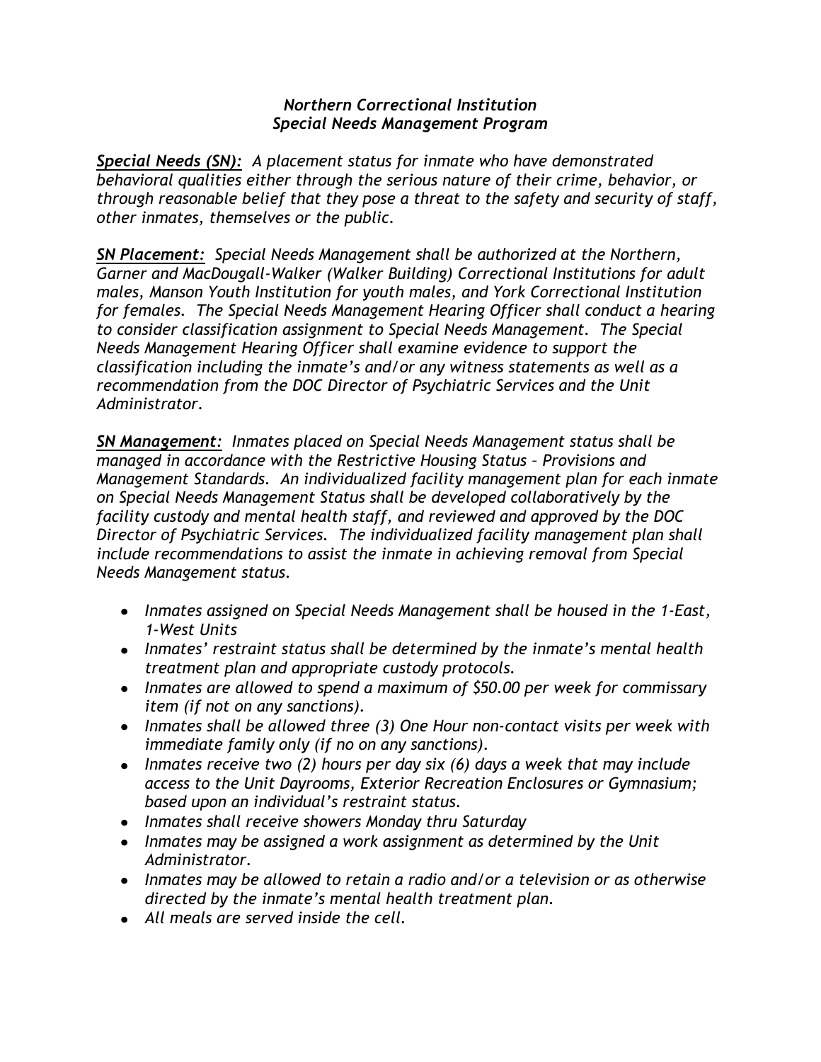# *Northern Correctional Institution*
## *Special Needs Management Program*

***Special Needs (SN):*** *A placement status for inmate who have demonstrated behavioral qualities either through the serious nature of their crime, behavior, or through reasonable belief that they pose a threat to the safety and security of staff, other inmates, themselves or the public.*

***SN Placement:*** *Special Needs Management shall be authorized at the Northern, Garner and MacDougall-Walker (Walker Building) Correctional Institutions for adult males, Manson Youth Institution for youth males, and York Correctional Institution for females. The Special Needs Management Hearing Officer shall conduct a hearing to consider classification assignment to Special Needs Management. The Special Needs Management Hearing Officer shall examine evidence to support the classification including the inmate's and/or any witness statements as well as a recommendation from the DOC Director of Psychiatric Services and the Unit Administrator.*

***SN Management:*** *Inmates placed on Special Needs Management status shall be managed in accordance with the Restrictive Housing Status – Provisions and Management Standards. An individualized facility management plan for each inmate on Special Needs Management Status shall be developed collaboratively by the facility custody and mental health staff, and reviewed and approved by the DOC Director of Psychiatric Services. The individualized facility management plan shall include recommendations to assist the inmate in achieving removal from Special Needs Management status.*

- *Inmates assigned on Special Needs Management shall be housed in the 1-East, 1-West Units*
- *Inmates' restraint status shall be determined by the inmate's mental health treatment plan and appropriate custody protocols.*
- *Inmates are allowed to spend a maximum of $50.00 per week for commissary item (if not on any sanctions).*
- *Inmates shall be allowed three (3) One Hour non-contact visits per week with immediate family only (if no on any sanctions).*
- *Inmates receive two (2) hours per day six (6) days a week that may include access to the Unit Dayrooms, Exterior Recreation Enclosures or Gymnasium; based upon an individual's restraint status.*
- *Inmates shall receive showers Monday thru Saturday*
- *Inmates may be assigned a work assignment as determined by the Unit Administrator.*
- *Inmates may be allowed to retain a radio and/or a television or as otherwise directed by the inmate's mental health treatment plan.*
- *All meals are served inside the cell.*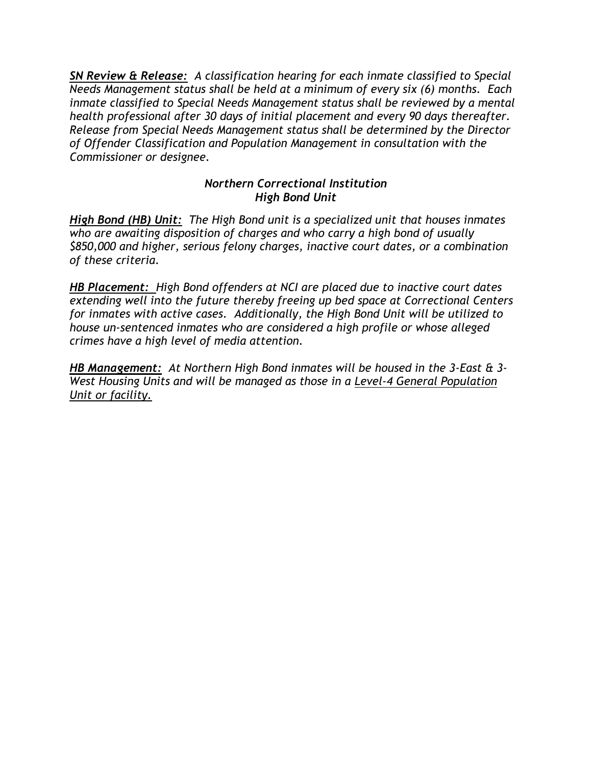***SN Review & Release:*** *A classification hearing for each inmate classified to Special Needs Management status shall be held at a minimum of every six (6) months. Each inmate classified to Special Needs Management status shall be reviewed by a mental health professional after 30 days of initial placement and every 90 days thereafter. Release from Special Needs Management status shall be determined by the Director of Offender Classification and Population Management in consultation with the Commissioner or designee.*

## *Northern Correctional Institution High Bond Unit*

***High Bond (HB) Unit:*** *The High Bond unit is a specialized unit that houses inmates who are awaiting disposition of charges and who carry a high bond of usually $850,000 and higher, serious felony charges, inactive court dates, or a combination of these criteria.*

***HB Placement:*** *High Bond offenders at NCI are placed due to inactive court dates extending well into the future thereby freeing up bed space at Correctional Centers for inmates with active cases. Additionally, the High Bond Unit will be utilized to house un-sentenced inmates who are considered a high profile or whose alleged crimes have a high level of media attention.*

***HB Management:*** *At Northern High Bond inmates will be housed in the 3-East & 3-West Housing Units and will be managed as those in a Level-4 General Population Unit or facility.*